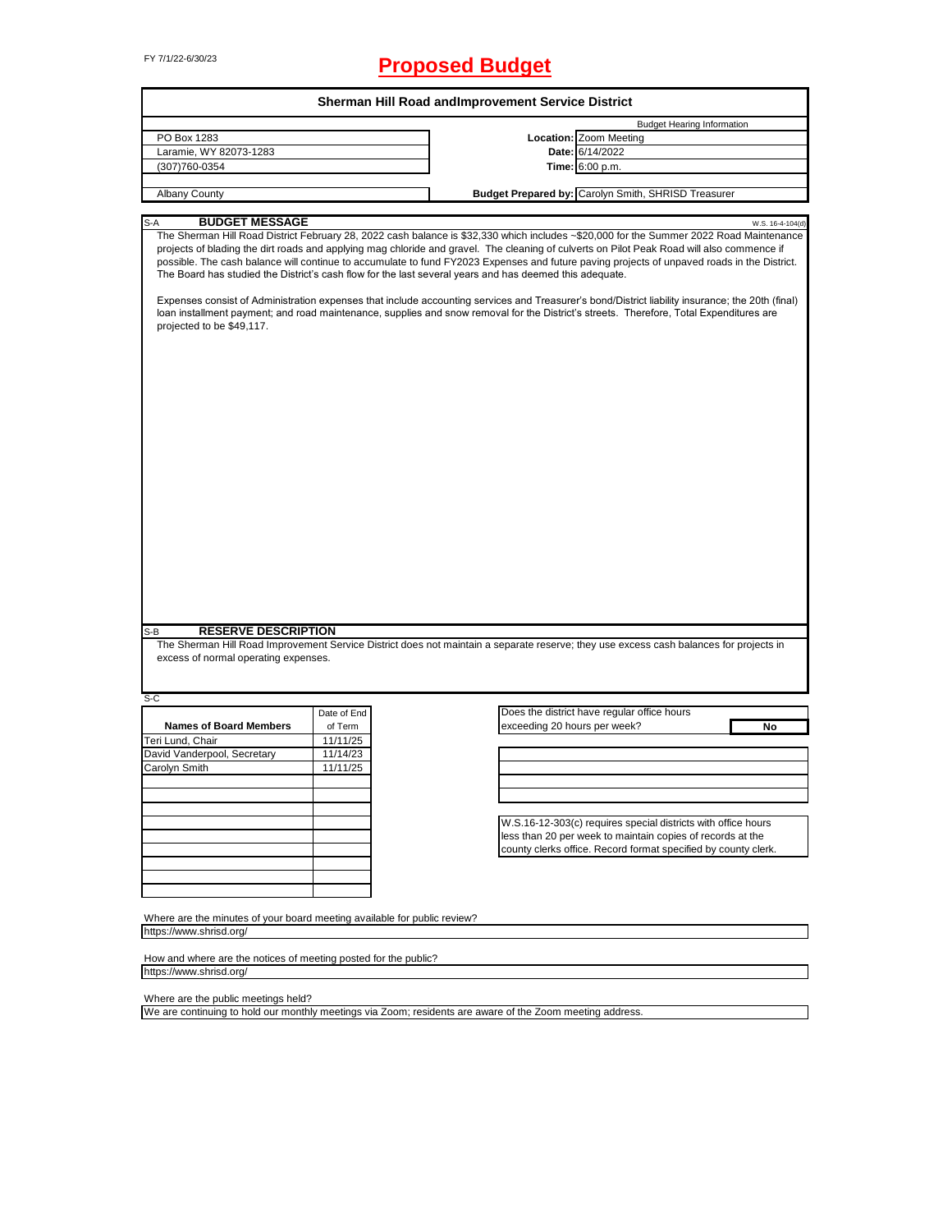FY 7/1/22-6/30/23

# Proposed Budget

## Sherman Hill Road andImprovement Service District

| | | Budget Hearing Information |
|---|---|---|
| PO Box 1283 | **Location:** | Zoom Meeting |
| Laramie, WY 82073-1283 | **Date:** | 6/14/2022 |
| (307)760-0354 | **Time:** | 6:00 p.m. |
| Albany County | **Budget Prepared by:** | Carolyn Smith, SHRISD Treasurer |

### S-A BUDGET MESSAGE

W.S. 16-4-104(d)

The Sherman Hill Road District February 28, 2022 cash balance is $32,330 which includes ~$20,000 for the Summer 2022 Road Maintenance projects of blading the dirt roads and applying mag chloride and gravel. The cleaning of culverts on Pilot Peak Road will also commence if possible. The cash balance will continue to accumulate to fund FY2023 Expenses and future paving projects of unpaved roads in the District. The Board has studied the District's cash flow for the last several years and has deemed this adequate.

Expenses consist of Administration expenses that include accounting services and Treasurer's bond/District liability insurance; the 20th (final) loan installment payment; and road maintenance, supplies and snow removal for the District's streets. Therefore, Total Expenditures are projected to be $49,117.

### S-B RESERVE DESCRIPTION

The Sherman Hill Road Improvement Service District does not maintain a separate reserve; they use excess cash balances for projects in excess of normal operating expenses.

### S-C

| Names of Board Members | Date of End of Term |
|---|---|
| Teri Lund, Chair | 11/11/25 |
| David Vanderpool, Secretary | 11/14/23 |
| Carolyn Smith | 11/11/25 |

Does the district have regular office hours exceeding 20 hours per week? **No**

W.S.16-12-303(c) requires special districts with office hours less than 20 per week to maintain copies of records at the county clerks office. Record format specified by county clerk.

Where are the minutes of your board meeting available for public review?
https://www.shrisd.org/

How and where are the notices of meeting posted for the public?
https://www.shrisd.org/

Where are the public meetings held?
We are continuing to hold our monthly meetings via Zoom; residents are aware of the Zoom meeting address.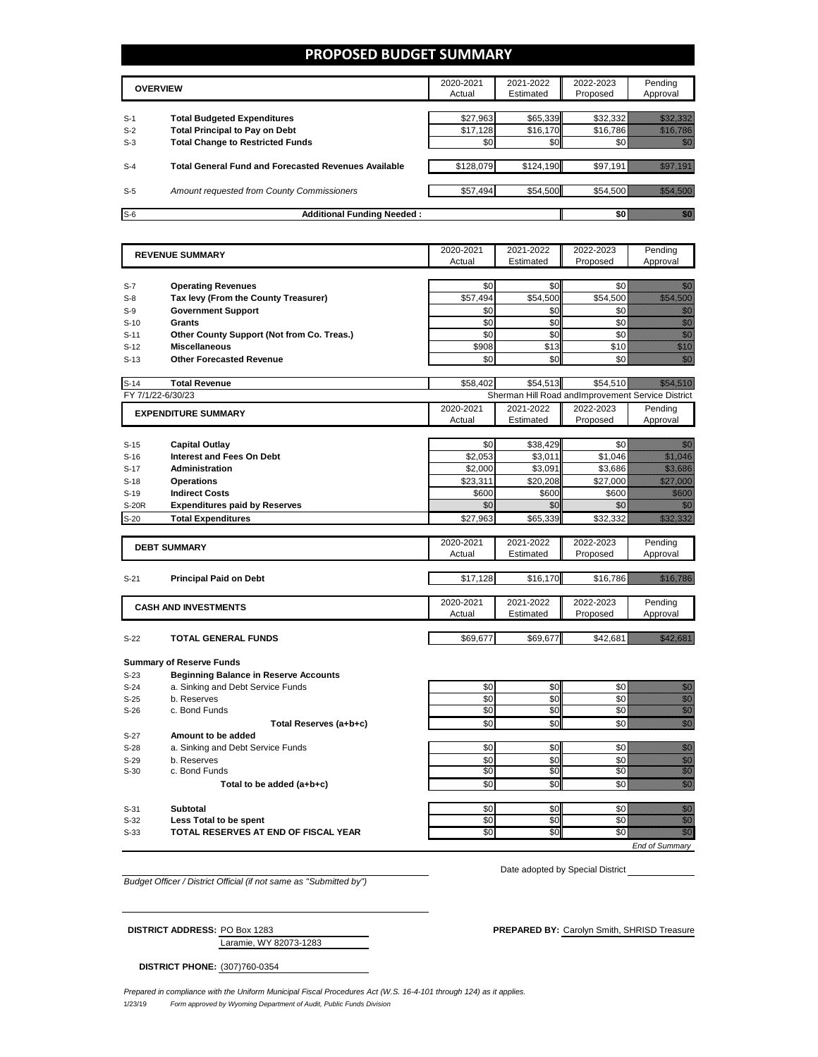# PROPOSED BUDGET SUMMARY

| | OVERVIEW | 2020-2021 Actual | 2021-2022 Estimated | 2022-2023 Proposed | Pending Approval |
|---|---|---|---|---|---|
| S-1 | **Total Budgeted Expenditures** | $27,963 | $65,339 | $32,332 | $32,332 |
| S-2 | **Total Principal to Pay on Debt** | $17,128 | $16,170 | $16,786 | $16,786 |
| S-3 | **Total Change to Restricted Funds** | $0 | $0 | $0 | $0 |
| S-4 | **Total General Fund and Forecasted Revenues Available** | $128,079 | $124,190 | $97,191 | $97,191 |
| S-5 | *Amount requested from County Commissioners* | $57,494 | $54,500 | $54,500 | $54,500 |
| S-6 | **Additional Funding Needed :** | | | $0 | $0 |

| | REVENUE SUMMARY | 2020-2021 Actual | 2021-2022 Estimated | 2022-2023 Proposed | Pending Approval |
|---|---|---|---|---|---|
| S-7 | **Operating Revenues** | $0 | $0 | $0 | $0 |
| S-8 | **Tax levy (From the County Treasurer)** | $57,494 | $54,500 | $54,500 | $54,500 |
| S-9 | **Government Support** | $0 | $0 | $0 | $0 |
| S-10 | **Grants** | $0 | $0 | $0 | $0 |
| S-11 | **Other County Support (Not from Co. Treas.)** | $0 | $0 | $0 | $0 |
| S-12 | **Miscellaneous** | $908 | $13 | $10 | $10 |
| S-13 | **Other Forecasted Revenue** | $0 | $0 | $0 | $0 |
| S-14 | **Total Revenue** | $58,402 | $54,513 | $54,510 | $54,510 |

FY 7/1/22-6/30/23 — Sherman Hill Road andImprovement Service District

| | EXPENDITURE SUMMARY | 2020-2021 Actual | 2021-2022 Estimated | 2022-2023 Proposed | Pending Approval |
|---|---|---|---|---|---|
| S-15 | **Capital Outlay** | $0 | $38,429 | $0 | $0 |
| S-16 | **Interest and Fees On Debt** | $2,053 | $3,011 | $1,046 | $1,046 |
| S-17 | **Administration** | $2,000 | $3,091 | $3,686 | $3,686 |
| S-18 | **Operations** | $23,311 | $20,208 | $27,000 | $27,000 |
| S-19 | **Indirect Costs** | $600 | $600 | $600 | $600 |
| S-20R | **Expenditures paid by Reserves** | $0 | $0 | $0 | $0 |
| S-20 | **Total Expenditures** | $27,963 | $65,339 | $32,332 | $32,332 |

| | DEBT SUMMARY | 2020-2021 Actual | 2021-2022 Estimated | 2022-2023 Proposed | Pending Approval |
|---|---|---|---|---|---|
| S-21 | **Principal Paid on Debt** | $17,128 | $16,170 | $16,786 | $16,786 |

| | CASH AND INVESTMENTS | 2020-2021 Actual | 2021-2022 Estimated | 2022-2023 Proposed | Pending Approval |
|---|---|---|---|---|---|
| S-22 | **TOTAL GENERAL FUNDS** | $69,677 | $69,677 | $42,681 | $42,681 |
| | **Summary of Reserve Funds** | | | | |
| S-23 | **Beginning Balance in Reserve Accounts** | | | | |
| S-24 | a. Sinking and Debt Service Funds | $0 | $0 | $0 | $0 |
| S-25 | b. Reserves | $0 | $0 | $0 | $0 |
| S-26 | c. Bond Funds | $0 | $0 | $0 | $0 |
| | **Total Reserves (a+b+c)** | $0 | $0 | $0 | $0 |
| S-27 | **Amount to be added** | | | | |
| S-28 | a. Sinking and Debt Service Funds | $0 | $0 | $0 | $0 |
| S-29 | b. Reserves | $0 | $0 | $0 | $0 |
| S-30 | c. Bond Funds | $0 | $0 | $0 | $0 |
| | **Total to be added (a+b+c)** | $0 | $0 | $0 | $0 |
| S-31 | **Subtotal** | $0 | $0 | $0 | $0 |
| S-32 | **Less Total to be spent** | $0 | $0 | $0 | $0 |
| S-33 | **TOTAL RESERVES AT END OF FISCAL YEAR** | $0 | $0 | $0 | $0 |

*End of Summary*

*Budget Officer / District Official (if not same as "Submitted by")*

Date adopted by Special District

**DISTRICT ADDRESS:** PO Box 1283
Laramie, WY 82073-1283

**PREPARED BY:** Carolyn Smith, SHRISD Treasure

**DISTRICT PHONE:** (307)760-0354

*Prepared in compliance with the Uniform Municipal Fiscal Procedures Act (W.S. 16-4-101 through 124) as it applies.*

1/23/19 *Form approved by Wyoming Department of Audit, Public Funds Division*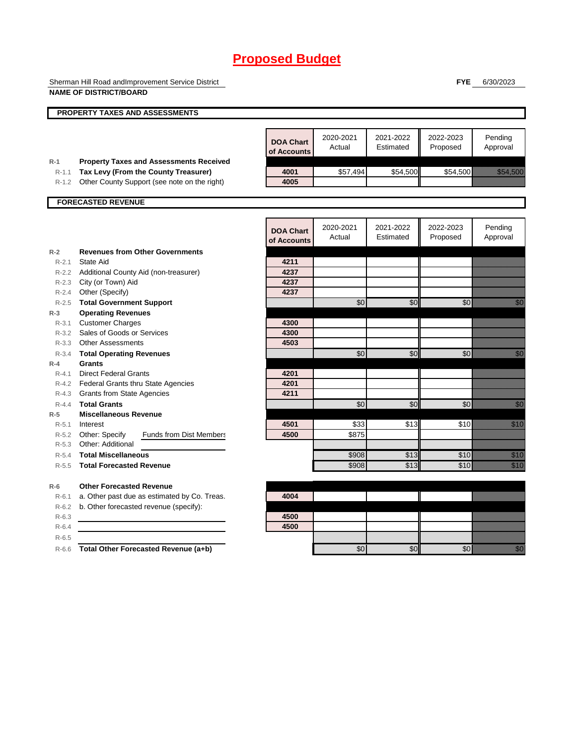# Proposed Budget

Sherman Hill Road andImprovement Service District
**NAME OF DISTRICT/BOARD**

**FYE** 6/30/2023

## PROPERTY TAXES AND ASSESSMENTS

| | | DOA Chart of Accounts | 2020-2021 Actual | 2021-2022 Estimated | 2022-2023 Proposed | Pending Approval |
|---|---|---|---|---|---|---|
| R-1 | **Property Taxes and Assessments Received** | | | | | |
| R-1.1 | **Tax Levy (From the County Treasurer)** | 4001 | $57,494 | $54,500 | $54,500 | $54,500 |
| R-1.2 | Other County Support (see note on the right) | 4005 | | | | |

## FORECASTED REVENUE

| | | DOA Chart of Accounts | 2020-2021 Actual | 2021-2022 Estimated | 2022-2023 Proposed | Pending Approval |
|---|---|---|---|---|---|---|
| R-2 | **Revenues from Other Governments** | | | | | |
| R-2.1 | State Aid | 4211 | | | | |
| R-2.2 | Additional County Aid (non-treasurer) | 4237 | | | | |
| R-2.3 | City (or Town) Aid | 4237 | | | | |
| R-2.4 | Other (Specify) | 4237 | | | | |
| R-2.5 | **Total Government Support** | | $0 | $0 | $0 | $0 |
| R-3 | **Operating Revenues** | | | | | |
| R-3.1 | Customer Charges | 4300 | | | | |
| R-3.2 | Sales of Goods or Services | 4300 | | | | |
| R-3.3 | Other Assessments | 4503 | | | | |
| R-3.4 | **Total Operating Revenues** | | $0 | $0 | $0 | $0 |
| R-4 | **Grants** | | | | | |
| R-4.1 | Direct Federal Grants | 4201 | | | | |
| R-4.2 | Federal Grants thru State Agencies | 4201 | | | | |
| R-4.3 | Grants from State Agencies | 4211 | | | | |
| R-4.4 | **Total Grants** | | $0 | $0 | $0 | $0 |
| R-5 | **Miscellaneous Revenue** | | | | | |
| R-5.1 | Interest | 4501 | $33 | $13 | $10 | $10 |
| R-5.2 | Other: Specify Funds from Dist Members | 4500 | $875 | | | |
| R-5.3 | Other: Additional | | | | | |
| R-5.4 | **Total Miscellaneous** | | $908 | $13 | $10 | $10 |
| R-5.5 | **Total Forecasted Revenue** | | $908 | $13 | $10 | $10 |
| R-6 | **Other Forecasted Revenue** | | | | | |
| R-6.1 | a. Other past due as estimated by Co. Treas. | 4004 | | | | |
| R-6.2 | b. Other forecasted revenue (specify): | | | | | |
| R-6.3 | | 4500 | | | | |
| R-6.4 | | 4500 | | | | |
| R-6.5 | | | | | | |
| R-6.6 | **Total Other Forecasted Revenue (a+b)** | | $0 | $0 | $0 | $0 |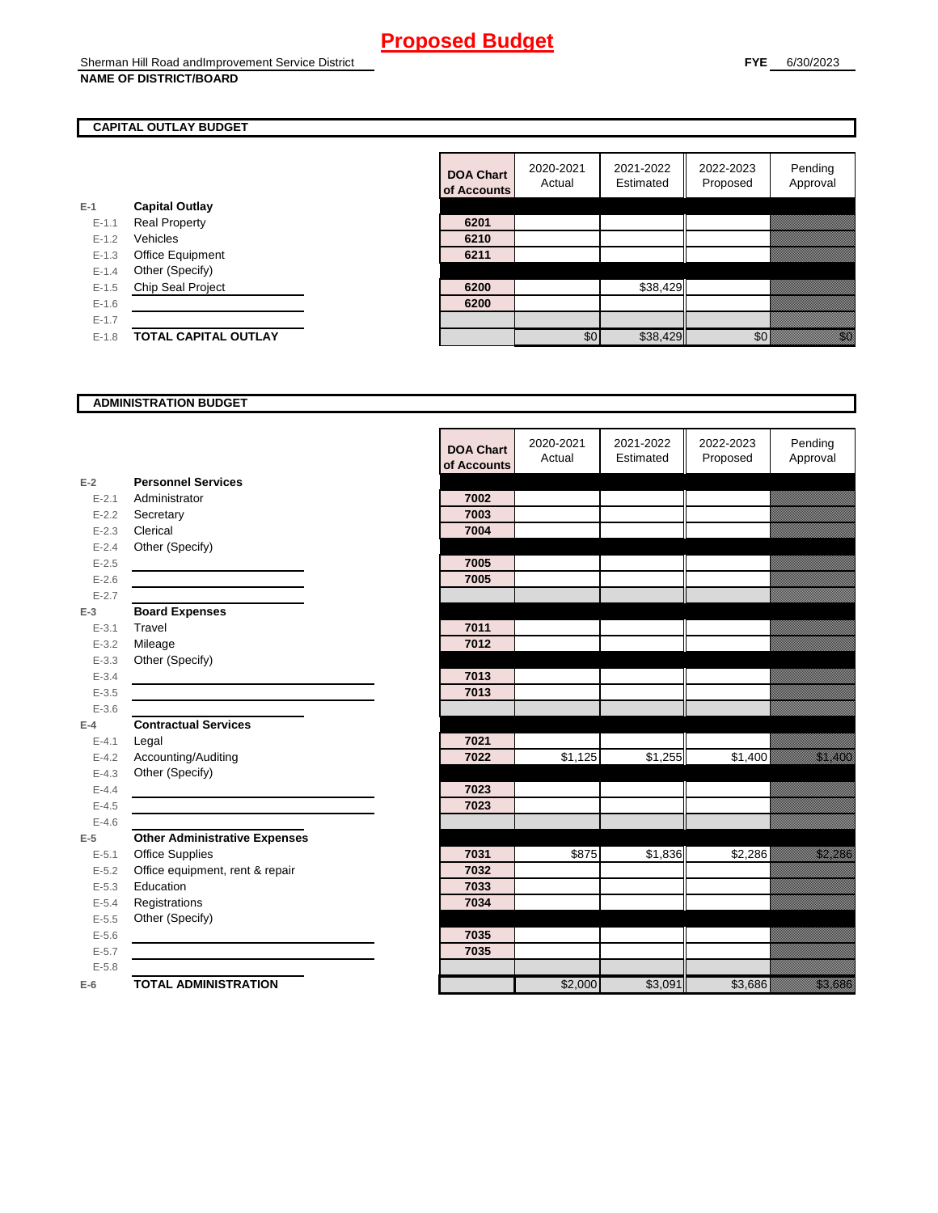# Proposed Budget

Sherman Hill Road andImprovement Service District
**NAME OF DISTRICT/BOARD**

**FYE** 6/30/2023

## CAPITAL OUTLAY BUDGET

| | | DOA Chart of Accounts | 2020-2021 Actual | 2021-2022 Estimated | 2022-2023 Proposed | Pending Approval |
|---|---|---|---|---|---|---|
| E-1 | **Capital Outlay** | | | | | |
| E-1.1 | Real Property | 6201 | | | | |
| E-1.2 | Vehicles | 6210 | | | | |
| E-1.3 | Office Equipment | 6211 | | | | |
| E-1.4 | Other (Specify) | | | | | |
| E-1.5 | Chip Seal Project | 6200 | | $38,429 | | |
| E-1.6 | | 6200 | | | | |
| E-1.7 | | | | | | |
| E-1.8 | **TOTAL CAPITAL OUTLAY** | | $0 | $38,429 | $0 | $0 |

## ADMINISTRATION BUDGET

| | | DOA Chart of Accounts | 2020-2021 Actual | 2021-2022 Estimated | 2022-2023 Proposed | Pending Approval |
|---|---|---|---|---|---|---|
| E-2 | **Personnel Services** | | | | | |
| E-2.1 | Administrator | 7002 | | | | |
| E-2.2 | Secretary | 7003 | | | | |
| E-2.3 | Clerical | 7004 | | | | |
| E-2.4 | Other (Specify) | | | | | |
| E-2.5 | | 7005 | | | | |
| E-2.6 | | 7005 | | | | |
| E-2.7 | | | | | | |
| E-3 | **Board Expenses** | | | | | |
| E-3.1 | Travel | 7011 | | | | |
| E-3.2 | Mileage | 7012 | | | | |
| E-3.3 | Other (Specify) | | | | | |
| E-3.4 | | 7013 | | | | |
| E-3.5 | | 7013 | | | | |
| E-3.6 | | | | | | |
| E-4 | **Contractual Services** | | | | | |
| E-4.1 | Legal | 7021 | | | | |
| E-4.2 | Accounting/Auditing | 7022 | $1,125 | $1,255 | $1,400 | $1,400 |
| E-4.3 | Other (Specify) | | | | | |
| E-4.4 | | 7023 | | | | |
| E-4.5 | | 7023 | | | | |
| E-4.6 | | | | | | |
| E-5 | **Other Administrative Expenses** | | | | | |
| E-5.1 | Office Supplies | 7031 | $875 | $1,836 | $2,286 | $2,286 |
| E-5.2 | Office equipment, rent & repair | 7032 | | | | |
| E-5.3 | Education | 7033 | | | | |
| E-5.4 | Registrations | 7034 | | | | |
| E-5.5 | Other (Specify) | | | | | |
| E-5.6 | | 7035 | | | | |
| E-5.7 | | 7035 | | | | |
| E-5.8 | | | | | | |
| E-6 | **TOTAL ADMINISTRATION** | | $2,000 | $3,091 | $3,686 | $3,686 |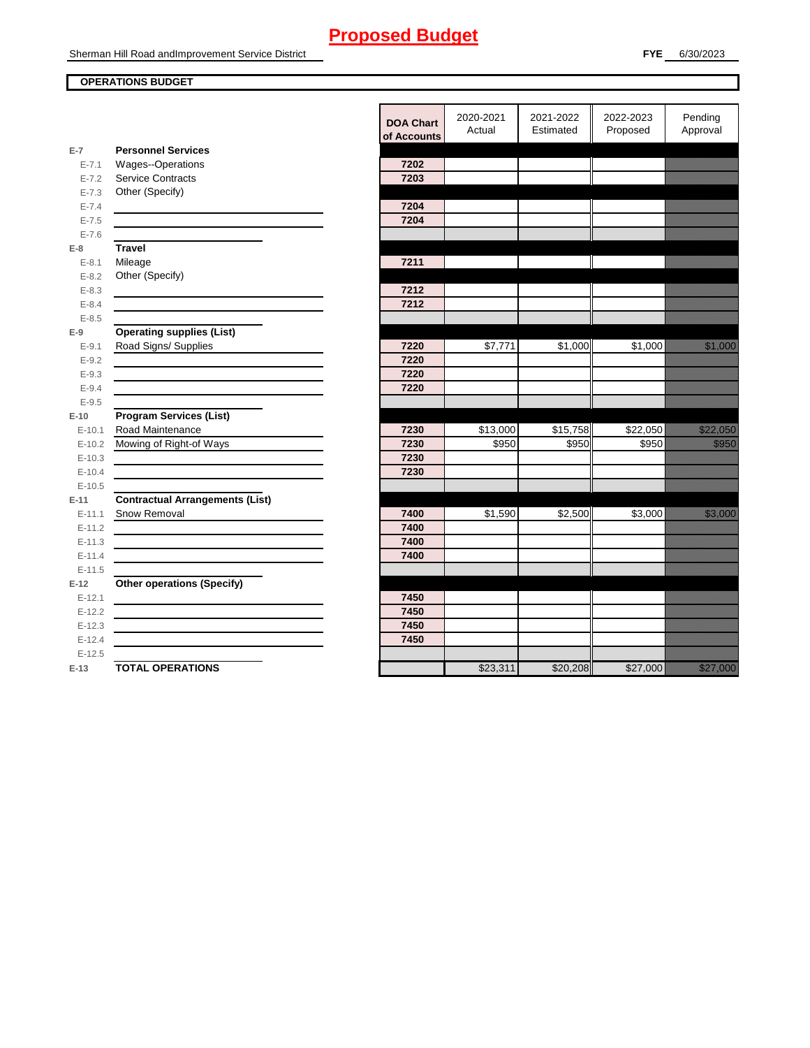# Proposed Budget

Sherman Hill Road andImprovement Service District

**FYE** 6/30/2023

**OPERATIONS BUDGET**

| | | DOA Chart of Accounts | 2020-2021 Actual | 2021-2022 Estimated | 2022-2023 Proposed | Pending Approval |
|---|---|---|---|---|---|---|
| **E-7** | **Personnel Services** | | | | | |
| E-7.1 | Wages--Operations | 7202 | | | | |
| E-7.2 | Service Contracts | 7203 | | | | |
| E-7.3 | Other (Specify) | | | | | |
| E-7.4 | | 7204 | | | | |
| E-7.5 | | 7204 | | | | |
| E-7.6 | | | | | | |
| **E-8** | **Travel** | | | | | |
| E-8.1 | Mileage | 7211 | | | | |
| E-8.2 | Other (Specify) | | | | | |
| E-8.3 | | 7212 | | | | |
| E-8.4 | | 7212 | | | | |
| E-8.5 | | | | | | |
| **E-9** | **Operating supplies (List)** | | | | | |
| E-9.1 | Road Signs/ Supplies | 7220 | $7,771 | $1,000 | $1,000 | $1,000 |
| E-9.2 | | 7220 | | | | |
| E-9.3 | | 7220 | | | | |
| E-9.4 | | 7220 | | | | |
| E-9.5 | | | | | | |
| **E-10** | **Program Services (List)** | | | | | |
| E-10.1 | Road Maintenance | 7230 | $13,000 | $15,758 | $22,050 | $22,050 |
| E-10.2 | Mowing of Right-of Ways | 7230 | $950 | $950 | $950 | $950 |
| E-10.3 | | 7230 | | | | |
| E-10.4 | | 7230 | | | | |
| E-10.5 | | | | | | |
| **E-11** | **Contractual Arrangements (List)** | | | | | |
| E-11.1 | Snow Removal | 7400 | $1,590 | $2,500 | $3,000 | $3,000 |
| E-11.2 | | 7400 | | | | |
| E-11.3 | | 7400 | | | | |
| E-11.4 | | 7400 | | | | |
| E-11.5 | | | | | | |
| **E-12** | **Other operations (Specify)** | | | | | |
| E-12.1 | | 7450 | | | | |
| E-12.2 | | 7450 | | | | |
| E-12.3 | | 7450 | | | | |
| E-12.4 | | 7450 | | | | |
| E-12.5 | | | | | | |
| **E-13** | **TOTAL OPERATIONS** | | $23,311 | $20,208 | $27,000 | $27,000 |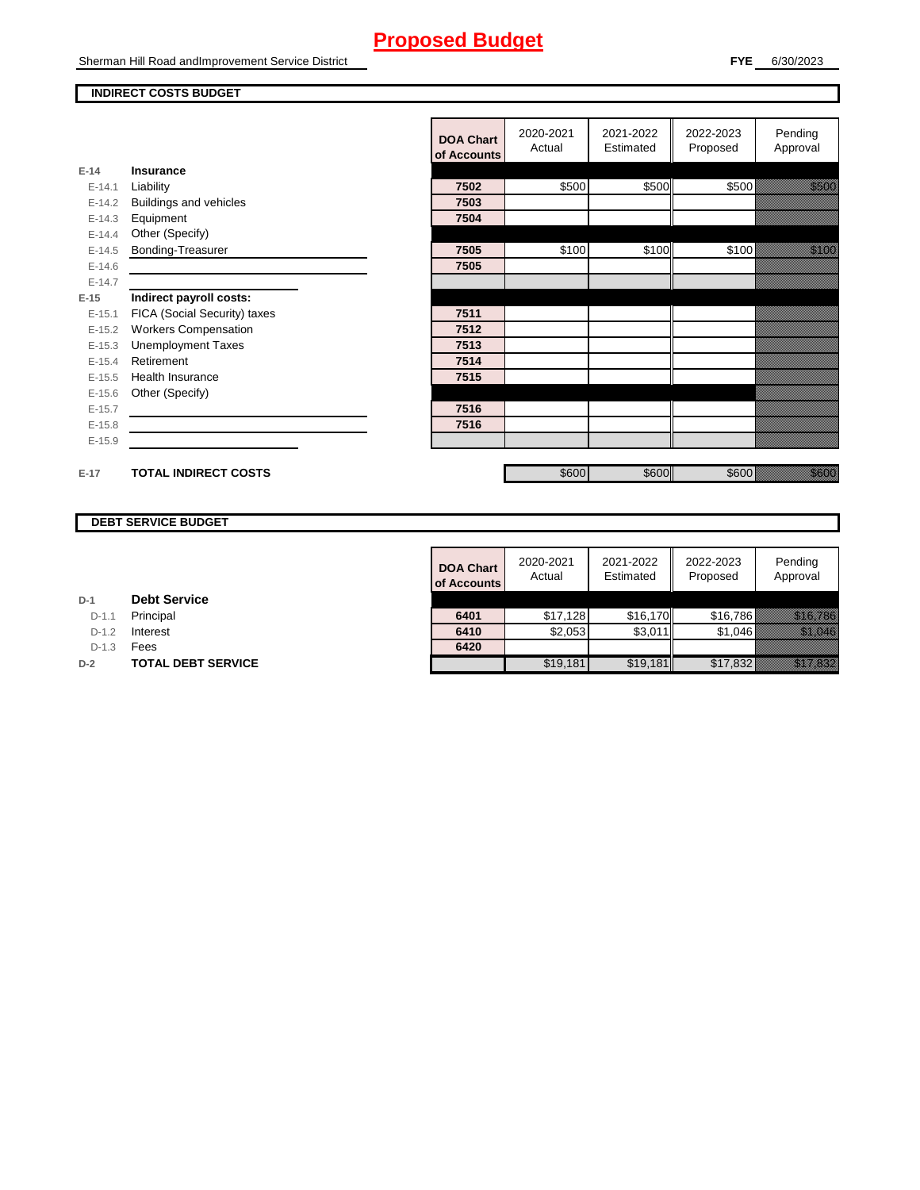# Proposed Budget

Sherman Hill Road andImprovement Service District

**FYE** 6/30/2023

## INDIRECT COSTS BUDGET

| | | DOA Chart of Accounts | 2020-2021 Actual | 2021-2022 Estimated | 2022-2023 Proposed | Pending Approval |
|---|---|---|---|---|---|---|
| E-14 | **Insurance** | | | | | |
| E-14.1 | Liability | 7502 | $500 | $500 | $500 | $500 |
| E-14.2 | Buildings and vehicles | 7503 | | | | |
| E-14.3 | Equipment | 7504 | | | | |
| E-14.4 | Other (Specify) | | | | | |
| E-14.5 | Bonding-Treasurer | 7505 | $100 | $100 | $100 | $100 |
| E-14.6 | | 7505 | | | | |
| E-14.7 | | | | | | |
| E-15 | **Indirect payroll costs:** | | | | | |
| E-15.1 | FICA (Social Security) taxes | 7511 | | | | |
| E-15.2 | Workers Compensation | 7512 | | | | |
| E-15.3 | Unemployment Taxes | 7513 | | | | |
| E-15.4 | Retirement | 7514 | | | | |
| E-15.5 | Health Insurance | 7515 | | | | |
| E-15.6 | Other (Specify) | | | | | |
| E-15.7 | | 7516 | | | | |
| E-15.8 | | 7516 | | | | |
| E-15.9 | | | | | | |
| E-17 | **TOTAL INDIRECT COSTS** | | $600 | $600 | $600 | $600 |

## DEBT SERVICE BUDGET

| | | DOA Chart of Accounts | 2020-2021 Actual | 2021-2022 Estimated | 2022-2023 Proposed | Pending Approval |
|---|---|---|---|---|---|---|
| D-1 | **Debt Service** | | | | | |
| D-1.1 | Principal | 6401 | $17,128 | $16,170 | $16,786 | $16,786 |
| D-1.2 | Interest | 6410 | $2,053 | $3,011 | $1,046 | $1,046 |
| D-1.3 | Fees | 6420 | | | | |
| D-2 | **TOTAL DEBT SERVICE** | | $19,181 | $19,181 | $17,832 | $17,832 |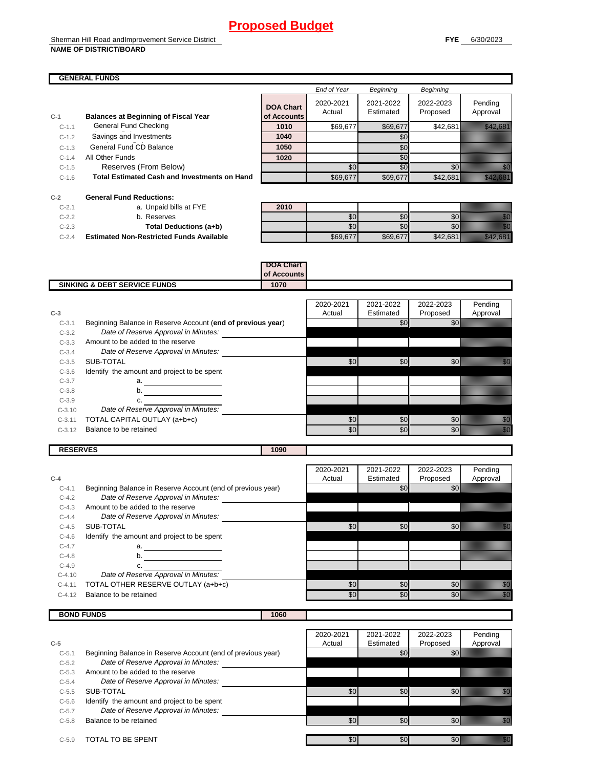# Proposed Budget

Sherman Hill Road andImprovement Service District
**NAME OF DISTRICT/BOARD**

**FYE** 6/30/2023

## GENERAL FUNDS

| | | DOA Chart of Accounts | End of Year 2020-2021 Actual | Beginning 2021-2022 Estimated | Beginning 2022-2023 Proposed | Pending Approval |
|---|---|---|---|---|---|---|
| **C-1** | **Balances at Beginning of Fiscal Year** | | | | | |
| C-1.1 | General Fund Checking | 1010 | $69,677 | $69,677 | $42,681 | $42,681 |
| C-1.2 | Savings and Investments | 1040 | | $0 | | |
| C-1.3 | General Fund CD Balance | 1050 | | $0 | | |
| C-1.4 | All Other Funds | 1020 | | $0 | | |
| C-1.5 | Reserves (From Below) | | $0 | $0 | $0 | $0 |
| C-1.6 | **Total Estimated Cash and Investments on Hand** | | $69,677 | $69,677 | $42,681 | $42,681 |
| **C-2** | **General Fund Reductions:** | | | | | |
| C-2.1 | a. Unpaid bills at FYE | 2010 | | | | |
| C-2.2 | b. Reserves | | $0 | $0 | $0 | $0 |
| C-2.3 | **Total Deductions (a+b)** | | $0 | $0 | $0 | $0 |
| C-2.4 | **Estimated Non-Restricted Funds Available** | | $69,677 | $69,677 | $42,681 | $42,681 |

## SINKING & DEBT SERVICE FUNDS — DOA Chart of Accounts 1070

| **C-3** | | 2020-2021 Actual | 2021-2022 Estimated | 2022-2023 Proposed | Pending Approval |
|---|---|---|---|---|---|
| C-3.1 | Beginning Balance in Reserve Account (**end of previous year**) | | $0 | $0 | |
| C-3.2 | *Date of Reserve Approval in Minutes:* | | | | |
| C-3.3 | Amount to be added to the reserve | | | | |
| C-3.4 | *Date of Reserve Approval in Minutes:* | | | | |
| C-3.5 | SUB-TOTAL | $0 | $0 | $0 | $0 |
| C-3.6 | Identify the amount and project to be spent | | | | |
| C-3.7 | a. | | | | |
| C-3.8 | b. | | | | |
| C-3.9 | c. | | | | |
| C-3.10 | *Date of Reserve Approval in Minutes:* | | | | |
| C-3.11 | TOTAL CAPITAL OUTLAY (a+b+c) | $0 | $0 | $0 | $0 |
| C-3.12 | Balance to be retained | $0 | $0 | $0 | $0 |

## RESERVES — 1090

| **C-4** | | 2020-2021 Actual | 2021-2022 Estimated | 2022-2023 Proposed | Pending Approval |
|---|---|---|---|---|---|
| C-4.1 | Beginning Balance in Reserve Account (end of previous year) | | $0 | $0 | |
| C-4.2 | *Date of Reserve Approval in Minutes:* | | | | |
| C-4.3 | Amount to be added to the reserve | | | | |
| C-4.4 | *Date of Reserve Approval in Minutes:* | | | | |
| C-4.5 | SUB-TOTAL | $0 | $0 | $0 | $0 |
| C-4.6 | Identify the amount and project to be spent | | | | |
| C-4.7 | a. | | | | |
| C-4.8 | b. | | | | |
| C-4.9 | c. | | | | |
| C-4.10 | *Date of Reserve Approval in Minutes:* | | | | |
| C-4.11 | TOTAL OTHER RESERVE OUTLAY (a+b+c) | $0 | $0 | $0 | $0 |
| C-4.12 | Balance to be retained | $0 | $0 | $0 | $0 |

## BOND FUNDS — 1060

| **C-5** | | 2020-2021 Actual | 2021-2022 Estimated | 2022-2023 Proposed | Pending Approval |
|---|---|---|---|---|---|
| C-5.1 | Beginning Balance in Reserve Account (end of previous year) | | $0 | $0 | |
| C-5.2 | *Date of Reserve Approval in Minutes:* | | | | |
| C-5.3 | Amount to be added to the reserve | | | | |
| C-5.4 | *Date of Reserve Approval in Minutes:* | | | | |
| C-5.5 | SUB-TOTAL | $0 | $0 | $0 | $0 |
| C-5.6 | Identify the amount and project to be spent | | | | |
| C-5.7 | *Date of Reserve Approval in Minutes:* | | | | |
| C-5.8 | Balance to be retained | $0 | $0 | $0 | $0 |
| C-5.9 | TOTAL TO BE SPENT | $0 | $0 | $0 | $0 |